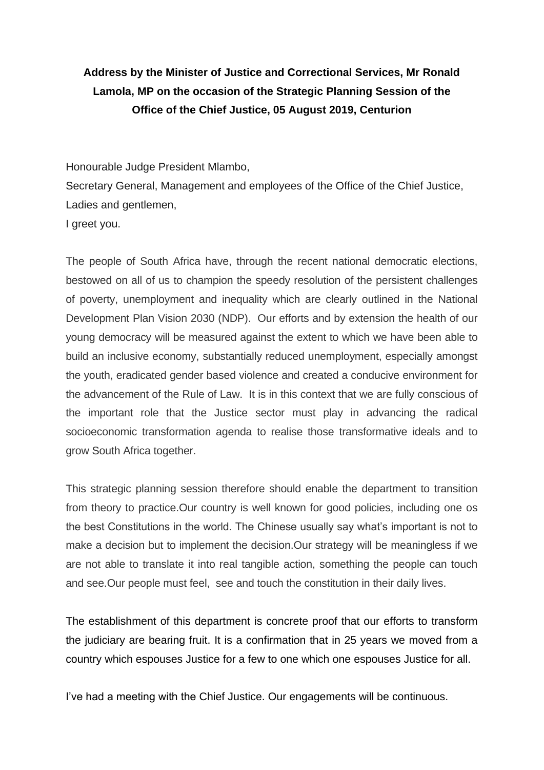**Address by the Minister of Justice and Correctional Services, Mr Ronald Lamola, MP on the occasion of the Strategic Planning Session of the Office of the Chief Justice, 05 August 2019, Centurion**

Honourable Judge President Mlambo,
Secretary General, Management and employees of the Office of the Chief Justice,
Ladies and gentlemen,
I greet you.

The people of South Africa have, through the recent national democratic elections, bestowed on all of us to champion the speedy resolution of the persistent challenges of poverty, unemployment and inequality which are clearly outlined in the National Development Plan Vision 2030 (NDP). Our efforts and by extension the health of our young democracy will be measured against the extent to which we have been able to build an inclusive economy, substantially reduced unemployment, especially amongst the youth, eradicated gender based violence and created a conducive environment for the advancement of the Rule of Law. It is in this context that we are fully conscious of the important role that the Justice sector must play in advancing the radical socioeconomic transformation agenda to realise those transformative ideals and to grow South Africa together.

This strategic planning session therefore should enable the department to transition from theory to practice.Our country is well known for good policies, including one os the best Constitutions in the world. The Chinese usually say what's important is not to make a decision but to implement the decision.Our strategy will be meaningless if we are not able to translate it into real tangible action, something the people can touch and see.Our people must feel, see and touch the constitution in their daily lives.

The establishment of this department is concrete proof that our efforts to transform the judiciary are bearing fruit. It is a confirmation that in 25 years we moved from a country which espouses Justice for a few to one which one espouses Justice for all.

I've had a meeting with the Chief Justice. Our engagements will be continuous.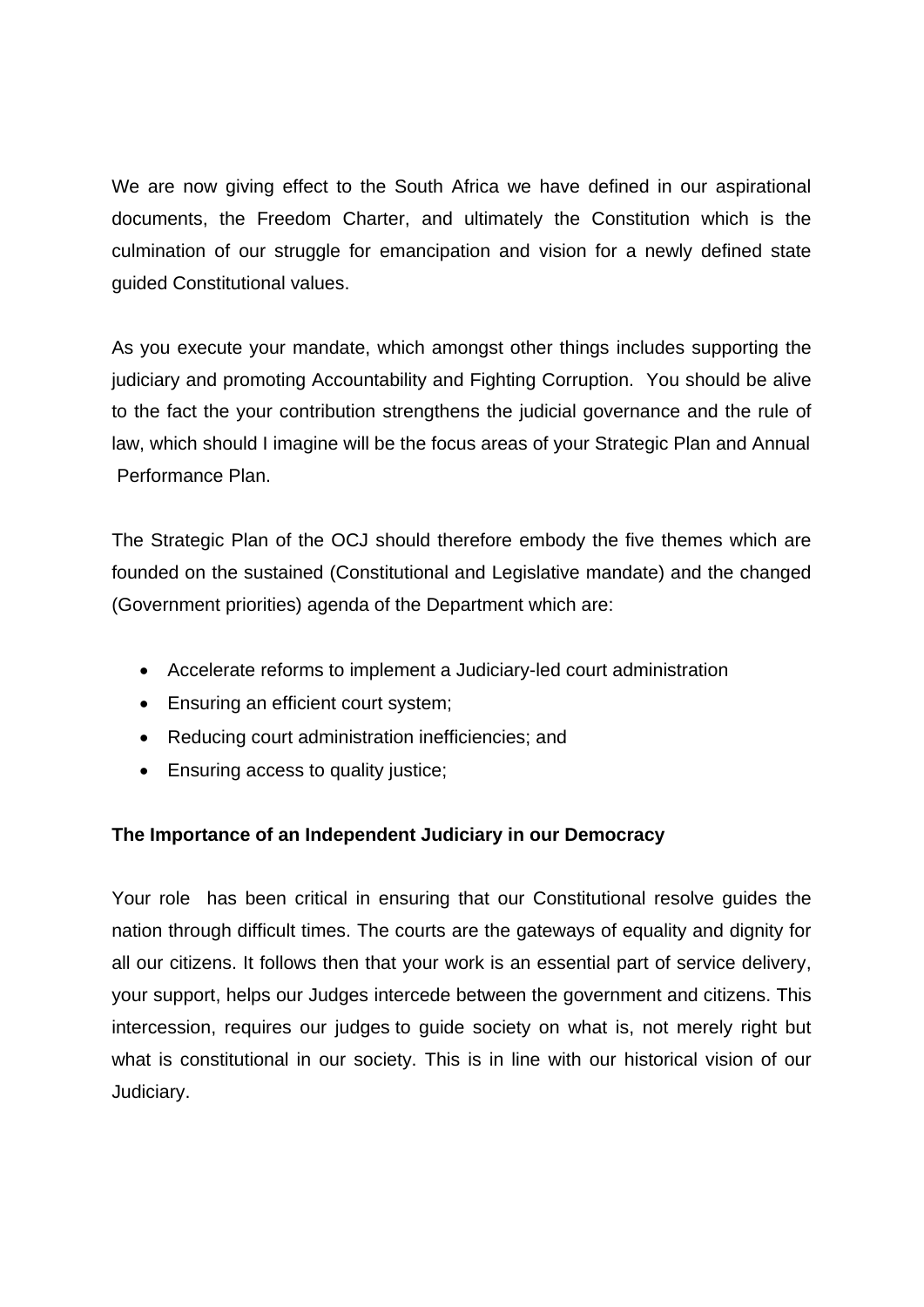We are now giving effect to the South Africa we have defined in our aspirational documents, the Freedom Charter, and ultimately the Constitution which is the culmination of our struggle for emancipation and vision for a newly defined state guided Constitutional values.

As you execute your mandate, which amongst other things includes supporting the judiciary and promoting Accountability and Fighting Corruption. You should be alive to the fact the your contribution strengthens the judicial governance and the rule of law, which should I imagine will be the focus areas of your Strategic Plan and Annual Performance Plan.

The Strategic Plan of the OCJ should therefore embody the five themes which are founded on the sustained (Constitutional and Legislative mandate) and the changed (Government priorities) agenda of the Department which are:

- Accelerate reforms to implement a Judiciary-led court administration
- Ensuring an efficient court system;
- Reducing court administration inefficiencies; and
- Ensuring access to quality justice;

**The Importance of an Independent Judiciary in our Democracy**

Your role has been critical in ensuring that our Constitutional resolve guides the nation through difficult times. The courts are the gateways of equality and dignity for all our citizens. It follows then that your work is an essential part of service delivery, your support, helps our Judges intercede between the government and citizens. This intercession, requires our judges to guide society on what is, not merely right but what is constitutional in our society. This is in line with our historical vision of our Judiciary.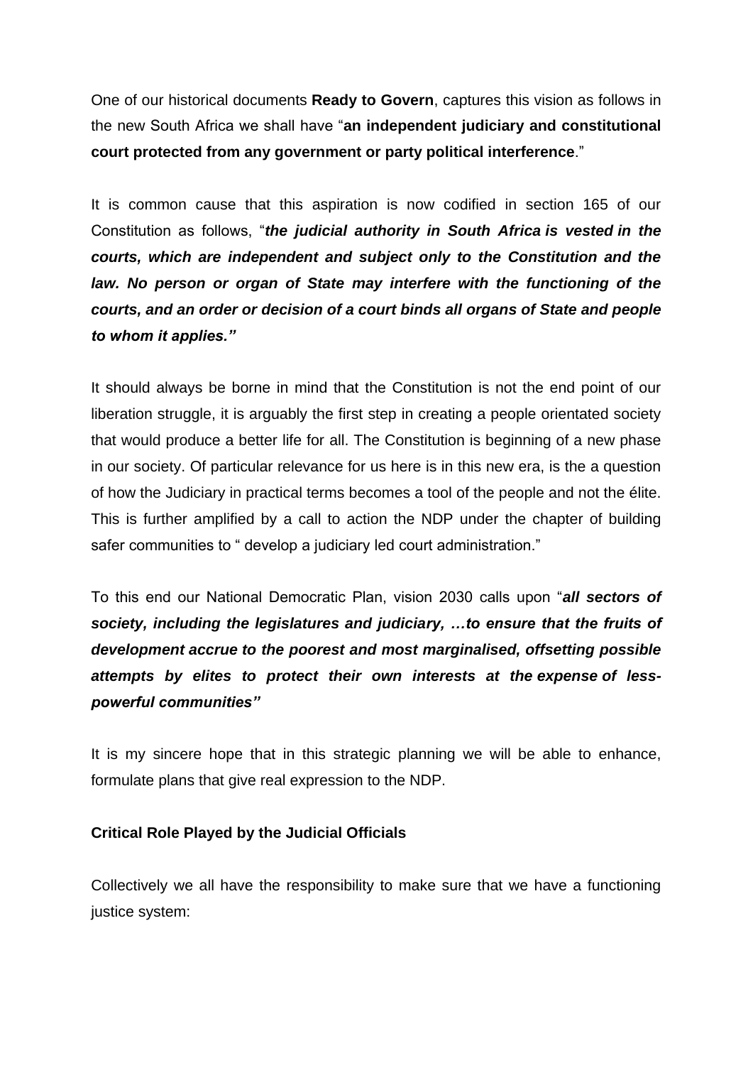One of our historical documents **Ready to Govern**, captures this vision as follows in the new South Africa we shall have "**an independent judiciary and constitutional court protected from any government or party political interference**."

It is common cause that this aspiration is now codified in section 165 of our Constitution as follows, "***the judicial authority in South Africa is vested in the courts, which are independent and subject only to the Constitution and the law. No person or organ of State may interfere with the functioning of the courts, and an order or decision of a court binds all organs of State and people to whom it applies."***

It should always be borne in mind that the Constitution is not the end point of our liberation struggle, it is arguably the first step in creating a people orientated society that would produce a better life for all. The Constitution is beginning of a new phase in our society. Of particular relevance for us here is in this new era, is the a question of how the Judiciary in practical terms becomes a tool of the people and not the élite. This is further amplified by a call to action the NDP under the chapter of building safer communities to " develop a judiciary led court administration."

To this end our National Democratic Plan, vision 2030 calls upon "***all sectors of society, including the legislatures and judiciary, …to ensure that the fruits of development accrue to the poorest and most marginalised, offsetting possible attempts by elites to protect their own interests at the expense of less-powerful communities"***

It is my sincere hope that in this strategic planning we will be able to enhance, formulate plans that give real expression to the NDP.

**Critical Role Played by the Judicial Officials**

Collectively we all have the responsibility to make sure that we have a functioning justice system: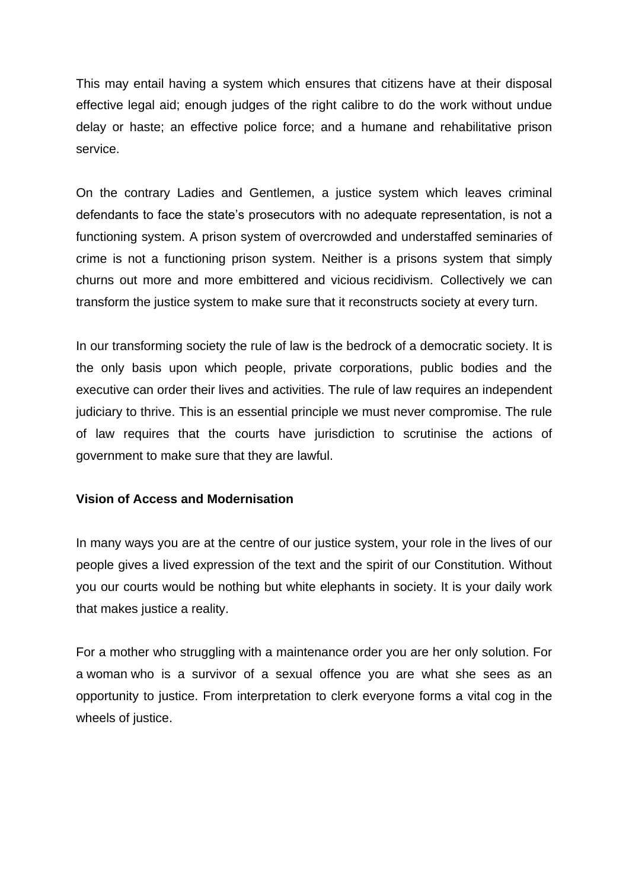This may entail having a system which ensures that citizens have at their disposal effective legal aid; enough judges of the right calibre to do the work without undue delay or haste; an effective police force; and a humane and rehabilitative prison service.

On the contrary Ladies and Gentlemen, a justice system which leaves criminal defendants to face the state's prosecutors with no adequate representation, is not a functioning system. A prison system of overcrowded and understaffed seminaries of crime is not a functioning prison system. Neither is a prisons system that simply churns out more and more embittered and vicious recidivism. Collectively we can transform the justice system to make sure that it reconstructs society at every turn.

In our transforming society the rule of law is the bedrock of a democratic society. It is the only basis upon which people, private corporations, public bodies and the executive can order their lives and activities. The rule of law requires an independent judiciary to thrive. This is an essential principle we must never compromise. The rule of law requires that the courts have jurisdiction to scrutinise the actions of government to make sure that they are lawful.

**Vision of Access and Modernisation**

In many ways you are at the centre of our justice system, your role in the lives of our people gives a lived expression of the text and the spirit of our Constitution. Without you our courts would be nothing but white elephants in society. It is your daily work that makes justice a reality.

For a mother who struggling with a maintenance order you are her only solution. For a woman who is a survivor of a sexual offence you are what she sees as an opportunity to justice. From interpretation to clerk everyone forms a vital cog in the wheels of justice.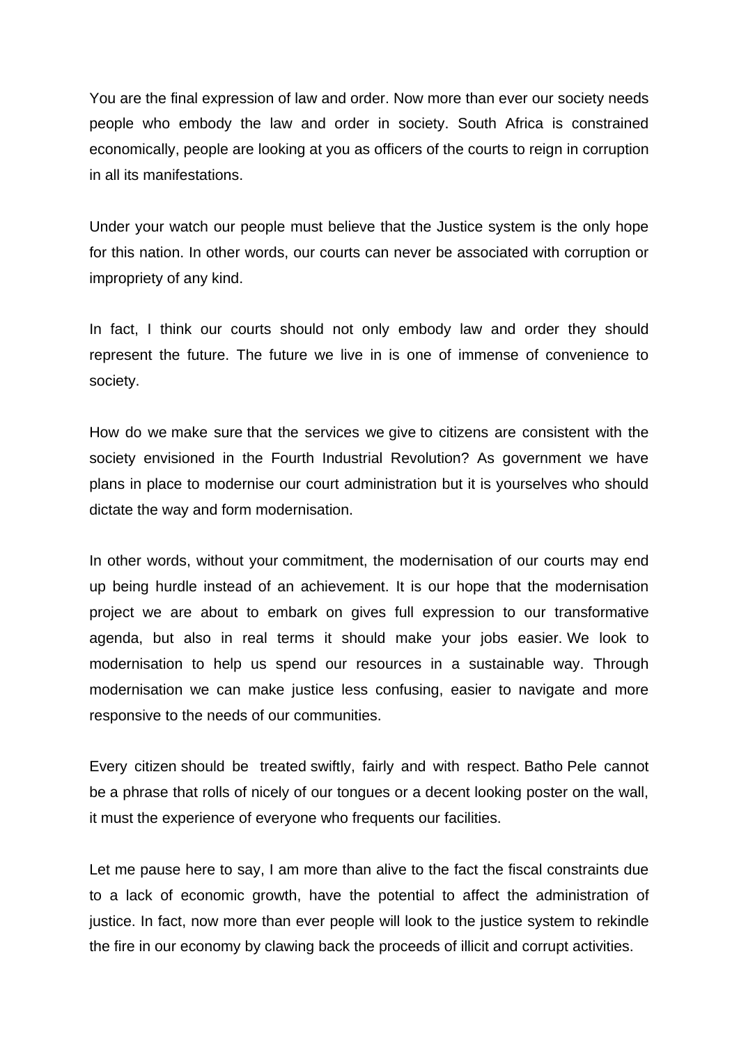You are the final expression of law and order. Now more than ever our society needs people who embody the law and order in society. South Africa is constrained economically, people are looking at you as officers of the courts to reign in corruption in all its manifestations.

Under your watch our people must believe that the Justice system is the only hope for this nation. In other words, our courts can never be associated with corruption or impropriety of any kind.

In fact, I think our courts should not only embody law and order they should represent the future. The future we live in is one of immense of convenience to society.

How do we make sure that the services we give to citizens are consistent with the society envisioned in the Fourth Industrial Revolution? As government we have plans in place to modernise our court administration but it is yourselves who should dictate the way and form modernisation.

In other words, without your commitment, the modernisation of our courts may end up being hurdle instead of an achievement. It is our hope that the modernisation project we are about to embark on gives full expression to our transformative agenda, but also in real terms it should make your jobs easier. We look to modernisation to help us spend our resources in a sustainable way. Through modernisation we can make justice less confusing, easier to navigate and more responsive to the needs of our communities.

Every citizen should be treated swiftly, fairly and with respect. Batho Pele cannot be a phrase that rolls of nicely of our tongues or a decent looking poster on the wall, it must the experience of everyone who frequents our facilities.

Let me pause here to say, I am more than alive to the fact the fiscal constraints due to a lack of economic growth, have the potential to affect the administration of justice. In fact, now more than ever people will look to the justice system to rekindle the fire in our economy by clawing back the proceeds of illicit and corrupt activities.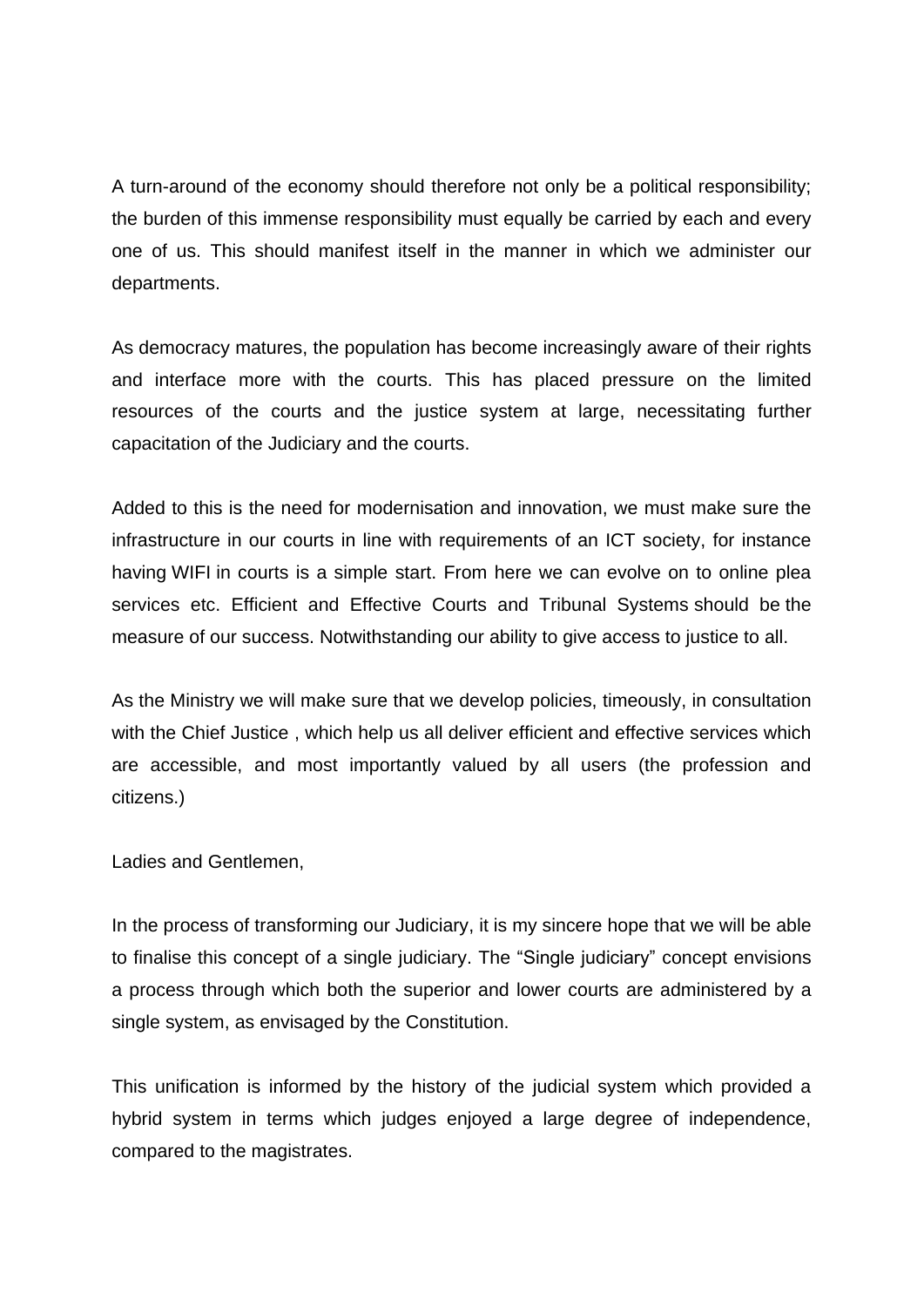A turn-around of the economy should therefore not only be a political responsibility; the burden of this immense responsibility must equally be carried by each and every one of us. This should manifest itself in the manner in which we administer our departments.

As democracy matures, the population has become increasingly aware of their rights and interface more with the courts. This has placed pressure on the limited resources of the courts and the justice system at large, necessitating further capacitation of the Judiciary and the courts.

Added to this is the need for modernisation and innovation, we must make sure the infrastructure in our courts in line with requirements of an ICT society, for instance having WIFI in courts is a simple start. From here we can evolve on to online plea services etc. Efficient and Effective Courts and Tribunal Systems should be the measure of our success. Notwithstanding our ability to give access to justice to all.

As the Ministry we will make sure that we develop policies, timeously, in consultation with the Chief Justice , which help us all deliver efficient and effective services which are accessible, and most importantly valued by all users (the profession and citizens.)

Ladies and Gentlemen,

In the process of transforming our Judiciary, it is my sincere hope that we will be able to finalise this concept of a single judiciary. The "Single judiciary" concept envisions a process through which both the superior and lower courts are administered by a single system, as envisaged by the Constitution.

This unification is informed by the history of the judicial system which provided a hybrid system in terms which judges enjoyed a large degree of independence, compared to the magistrates.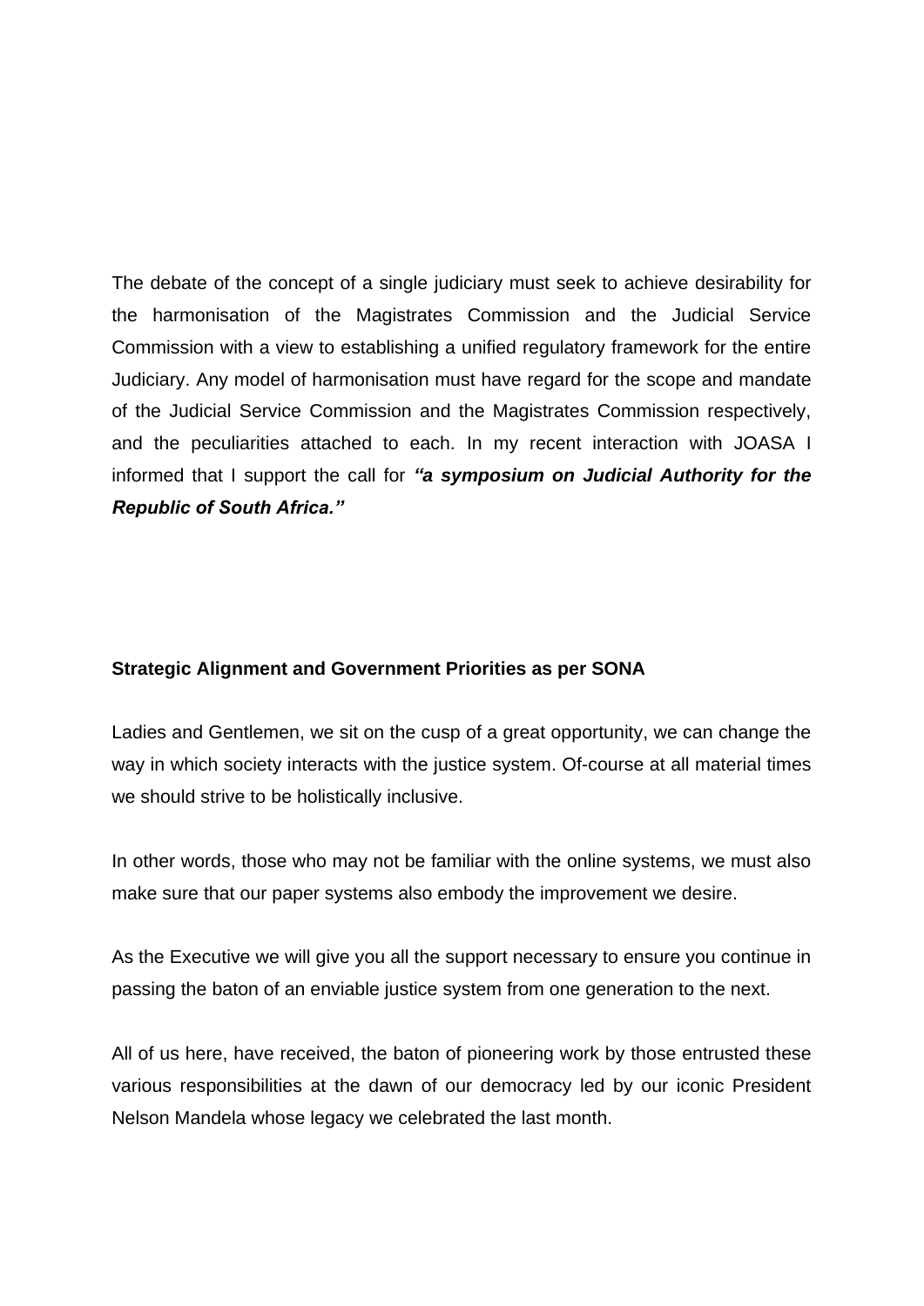The debate of the concept of a single judiciary must seek to achieve desirability for the harmonisation of the Magistrates Commission and the Judicial Service Commission with a view to establishing a unified regulatory framework for the entire Judiciary. Any model of harmonisation must have regard for the scope and mandate of the Judicial Service Commission and the Magistrates Commission respectively, and the peculiarities attached to each. In my recent interaction with JOASA I informed that I support the call for ***"a symposium on Judicial Authority for the Republic of South Africa."***

**Strategic Alignment and Government Priorities as per SONA**

Ladies and Gentlemen, we sit on the cusp of a great opportunity, we can change the way in which society interacts with the justice system. Of-course at all material times we should strive to be holistically inclusive.

In other words, those who may not be familiar with the online systems, we must also make sure that our paper systems also embody the improvement we desire.

As the Executive we will give you all the support necessary to ensure you continue in passing the baton of an enviable justice system from one generation to the next.

All of us here, have received, the baton of pioneering work by those entrusted these various responsibilities at the dawn of our democracy led by our iconic President Nelson Mandela whose legacy we celebrated the last month.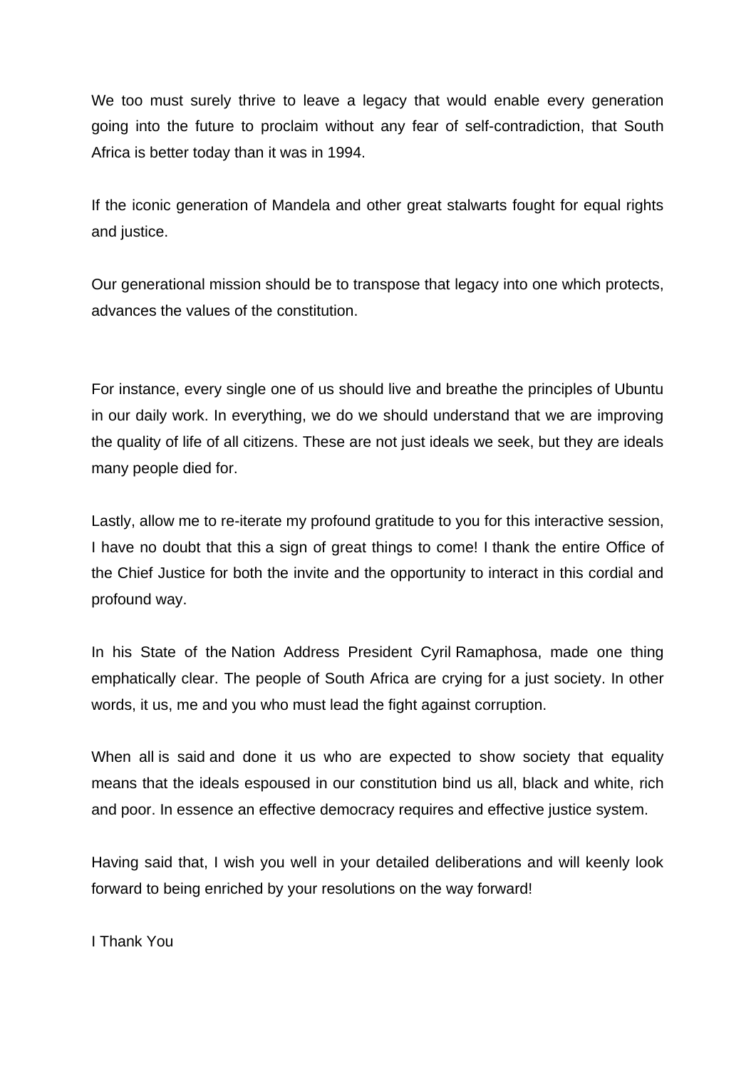We too must surely thrive to leave a legacy that would enable every generation going into the future to proclaim without any fear of self-contradiction, that South Africa is better today than it was in 1994.

If the iconic generation of Mandela and other great stalwarts fought for equal rights and justice.

Our generational mission should be to transpose that legacy into one which protects, advances the values of the constitution.

For instance, every single one of us should live and breathe the principles of Ubuntu in our daily work. In everything, we do we should understand that we are improving the quality of life of all citizens. These are not just ideals we seek, but they are ideals many people died for.

Lastly, allow me to re-iterate my profound gratitude to you for this interactive session, I have no doubt that this a sign of great things to come! I thank the entire Office of the Chief Justice for both the invite and the opportunity to interact in this cordial and profound way.

In his State of the Nation Address President Cyril Ramaphosa, made one thing emphatically clear. The people of South Africa are crying for a just society. In other words, it us, me and you who must lead the fight against corruption.

When all is said and done it us who are expected to show society that equality means that the ideals espoused in our constitution bind us all, black and white, rich and poor. In essence an effective democracy requires and effective justice system.

Having said that, I wish you well in your detailed deliberations and will keenly look forward to being enriched by your resolutions on the way forward!

I Thank You